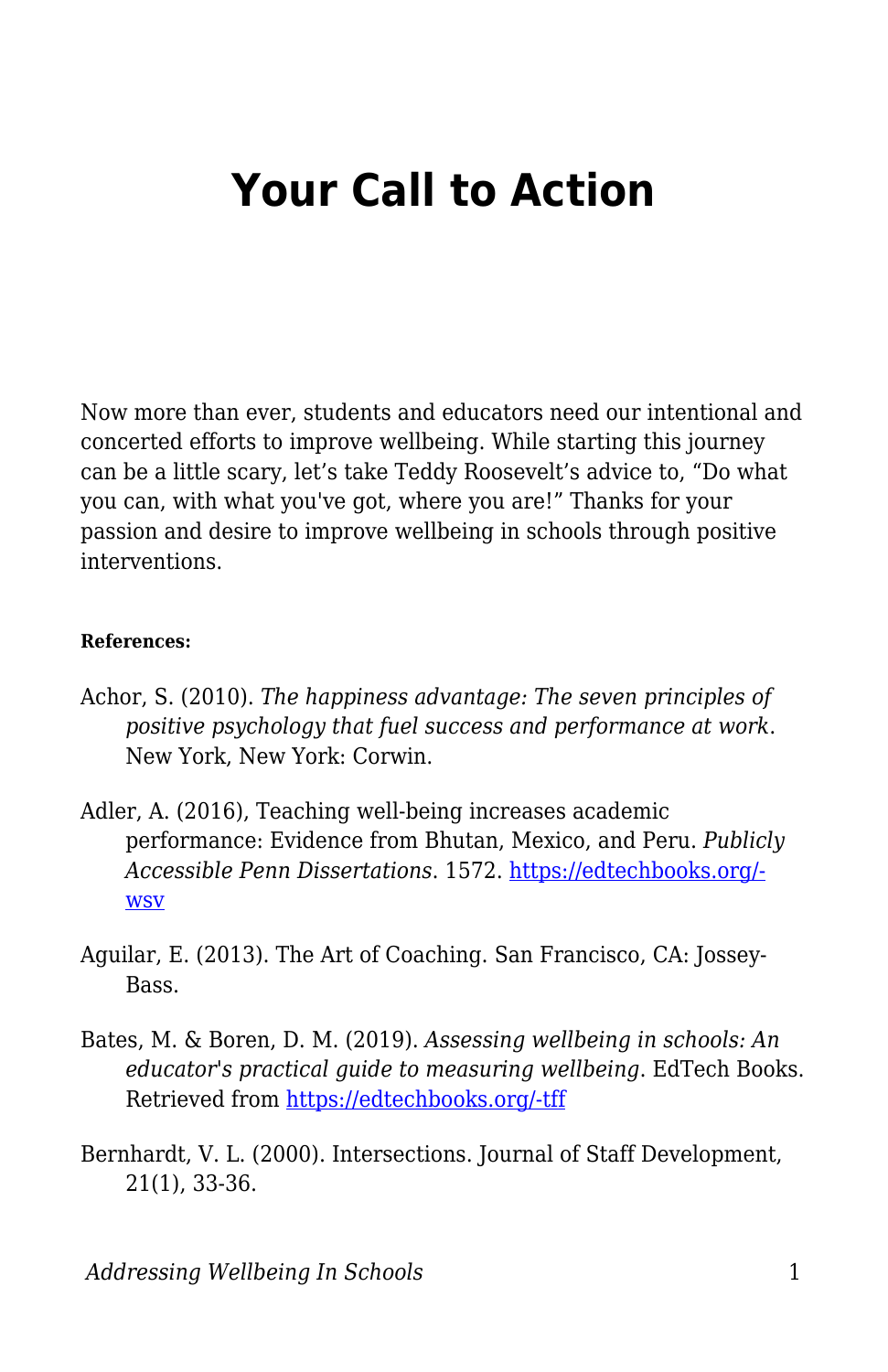# Your Call to Action

Now more than ever, students and educators need our intentional and concerted efforts to improve wellbeing. While starting this journey can be a little scary, let's take Teddy Roosevelt's advice to, "Do what you can, with what you've got, where you are!" Thanks for your passion and desire to improve wellbeing in schools through positive interventions.

**References:**

Achor, S. (2010). *The happiness advantage: The seven principles of positive psychology that fuel success and performance at work*. New York, New York: Corwin.

Adler, A. (2016), Teaching well-being increases academic performance: Evidence from Bhutan, Mexico, and Peru. *Publicly Accessible Penn Dissertations*. 1572. [https://edtechbooks.org/-wsv](https://edtechbooks.org/-wsv)

Aguilar, E. (2013). The Art of Coaching. San Francisco, CA: Jossey-Bass.

Bates, M. & Boren, D. M. (2019). *Assessing wellbeing in schools: An educator's practical guide to measuring wellbeing*. EdTech Books. Retrieved from [https://edtechbooks.org/-tff](https://edtechbooks.org/-tff)

Bernhardt, V. L. (2000). Intersections. Journal of Staff Development, 21(1), 33-36.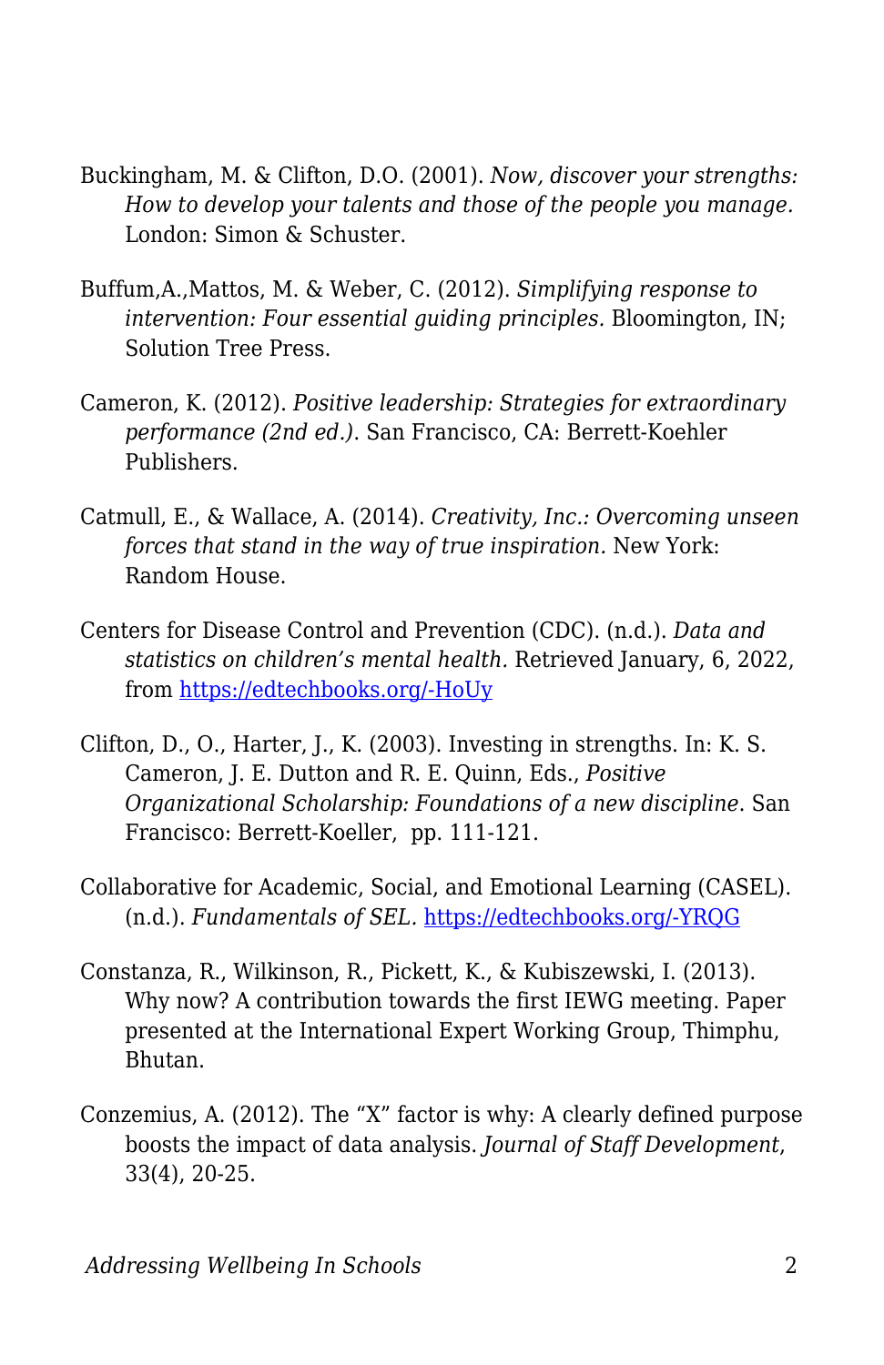Buckingham, M. & Clifton, D.O. (2001). *Now, discover your strengths: How to develop your talents and those of the people you manage.* London: Simon & Schuster.

Buffum,A.,Mattos, M. & Weber, C. (2012). *Simplifying response to intervention: Four essential guiding principles.* Bloomington, IN; Solution Tree Press.

Cameron, K. (2012). *Positive leadership: Strategies for extraordinary performance (2nd ed.).* San Francisco, CA: Berrett-Koehler Publishers.

Catmull, E., & Wallace, A. (2014). *Creativity, Inc.: Overcoming unseen forces that stand in the way of true inspiration.* New York: Random House.

Centers for Disease Control and Prevention (CDC). (n.d.). *Data and statistics on children's mental health.* Retrieved January, 6, 2022, from [https://edtechbooks.org/-HoUy](https://edtechbooks.org/-HoUy)

Clifton, D., O., Harter, J., K. (2003). Investing in strengths. In: K. S. Cameron, J. E. Dutton and R. E. Quinn, Eds., *Positive Organizational Scholarship: Foundations of a new discipline*. San Francisco: Berrett-Koeller, pp. 111-121.

Collaborative for Academic, Social, and Emotional Learning (CASEL). (n.d.). *Fundamentals of SEL.* [https://edtechbooks.org/-YRQG](https://edtechbooks.org/-YRQG)

Constanza, R., Wilkinson, R., Pickett, K., & Kubiszewski, I. (2013). Why now? A contribution towards the first IEWG meeting. Paper presented at the International Expert Working Group, Thimphu, Bhutan.

Conzemius, A. (2012). The "X" factor is why: A clearly defined purpose boosts the impact of data analysis. *Journal of Staff Development*, 33(4), 20-25.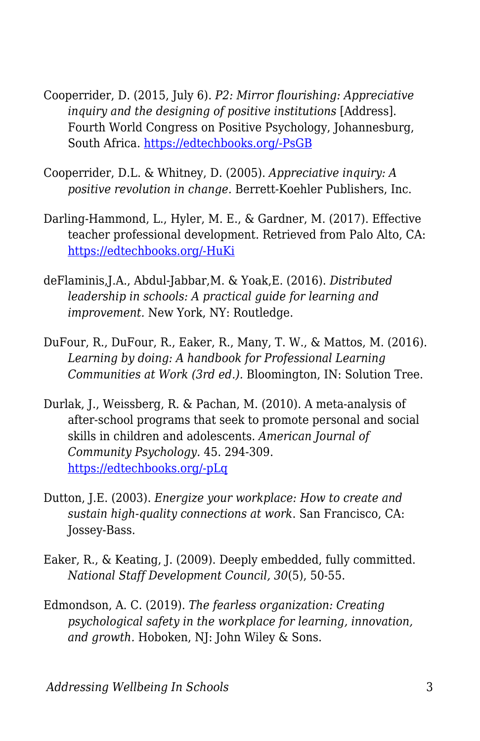Cooperrider, D. (2015, July 6). *P2: Mirror flourishing: Appreciative inquiry and the designing of positive institutions* [Address]. Fourth World Congress on Positive Psychology, Johannesburg, South Africa. https://edtechbooks.org/-PsGB

Cooperrider, D.L. & Whitney, D. (2005). *Appreciative inquiry: A positive revolution in change.* Berrett-Koehler Publishers, Inc.

Darling-Hammond, L., Hyler, M. E., & Gardner, M. (2017). Effective teacher professional development. Retrieved from Palo Alto, CA: https://edtechbooks.org/-HuKi

deFlaminis,J.A., Abdul-Jabbar,M. & Yoak,E. (2016). *Distributed leadership in schools: A practical guide for learning and improvement.* New York, NY: Routledge.

DuFour, R., DuFour, R., Eaker, R., Many, T. W., & Mattos, M. (2016). *Learning by doing: A handbook for Professional Learning Communities at Work (3rd ed.).* Bloomington, IN: Solution Tree.

Durlak, J., Weissberg, R. & Pachan, M. (2010). A meta-analysis of after-school programs that seek to promote personal and social skills in children and adolescents. *American Journal of Community Psychology.* 45. 294-309. https://edtechbooks.org/-pLq

Dutton, J.E. (2003). *Energize your workplace: How to create and sustain high-quality connections at work*. San Francisco, CA: Jossey-Bass.

Eaker, R., & Keating, J. (2009). Deeply embedded, fully committed. *National Staff Development Council, 30*(5), 50-55.

Edmondson, A. C. (2019). *The fearless organization: Creating psychological safety in the workplace for learning, innovation, and growth.* Hoboken, NJ: John Wiley & Sons.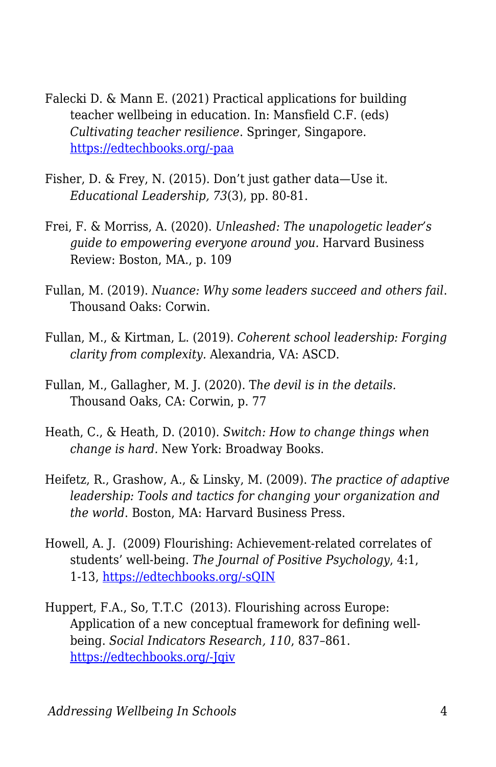Falecki D. & Mann E. (2021) Practical applications for building teacher wellbeing in education. In: Mansfield C.F. (eds) *Cultivating teacher resilience*. Springer, Singapore. [https://edtechbooks.org/-paa](https://edtechbooks.org/-paa)

Fisher, D. & Frey, N. (2015). Don't just gather data—Use it. *Educational Leadership, 73*(3), pp. 80-81.

Frei, F. & Morriss, A. (2020). *Unleashed: The unapologetic leader's guide to empowering everyone around you.* Harvard Business Review: Boston, MA., p. 109

Fullan, M. (2019). *Nuance: Why some leaders succeed and others fail*. Thousand Oaks: Corwin.

Fullan, M., & Kirtman, L. (2019). *Coherent school leadership: Forging clarity from complexity.* Alexandria, VA: ASCD.

Fullan, M., Gallagher, M. J. (2020). T*he devil is in the details.* Thousand Oaks, CA: Corwin, p. 77

Heath, C., & Heath, D. (2010). *Switch: How to change things when change is hard.* New York: Broadway Books.

Heifetz, R., Grashow, A., & Linsky, M. (2009). *The practice of adaptive leadership: Tools and tactics for changing your organization and the world*. Boston, MA: Harvard Business Press.

Howell, A. J. (2009) Flourishing: Achievement-related correlates of students' well-being. *The Journal of Positive Psychology*, 4:1, 1-13, [https://edtechbooks.org/-sQIN](https://edtechbooks.org/-sQIN)

Huppert, F.A., So, T.T.C (2013). Flourishing across Europe: Application of a new conceptual framework for defining well-being. *Social Indicators Research, 110*, 837–861. [https://edtechbooks.org/-Jqiv](https://edtechbooks.org/-Jqiv)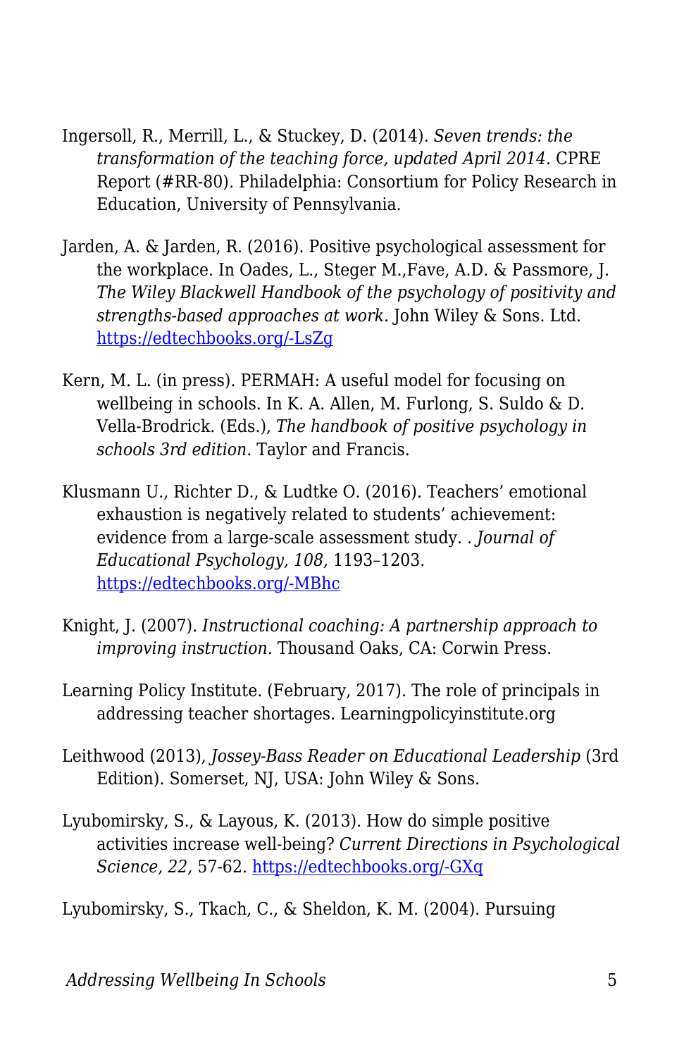Ingersoll, R., Merrill, L., & Stuckey, D. (2014). *Seven trends: the transformation of the teaching force, updated April 2014*. CPRE Report (#RR-80). Philadelphia: Consortium for Policy Research in Education, University of Pennsylvania.

Jarden, A. & Jarden, R. (2016). Positive psychological assessment for the workplace. In Oades, L., Steger M.,Fave, A.D. & Passmore, J. *The Wiley Blackwell Handbook of the psychology of positivity and strengths-based approaches at work*. John Wiley & Sons. Ltd. [https://edtechbooks.org/-LsZg](https://edtechbooks.org/-LsZg)

Kern, M. L. (in press). PERMAH: A useful model for focusing on wellbeing in schools. In K. A. Allen, M. Furlong, S. Suldo & D. Vella-Brodrick. (Eds.), *The handbook of positive psychology in schools 3rd edition*. Taylor and Francis.

Klusmann U., Richter D., & Ludtke O. (2016). Teachers' emotional exhaustion is negatively related to students' achievement: evidence from a large-scale assessment study. . *Journal of Educational Psychology, 108,* 1193–1203. [https://edtechbooks.org/-MBhc](https://edtechbooks.org/-MBhc)

Knight, J. (2007). *Instructional coaching: A partnership approach to improving instruction.* Thousand Oaks, CA: Corwin Press.

Learning Policy Institute. (February, 2017). The role of principals in addressing teacher shortages. Learningpolicyinstitute.org

Leithwood (2013), *Jossey-Bass Reader on Educational Leadership* (3rd Edition). Somerset, NJ, USA: John Wiley & Sons.

Lyubomirsky, S., & Layous, K. (2013). How do simple positive activities increase well-being? *Current Directions in Psychological Science, 22,* 57-62. [https://edtechbooks.org/-GXq](https://edtechbooks.org/-GXq)

Lyubomirsky, S., Tkach, C., & Sheldon, K. M. (2004). Pursuing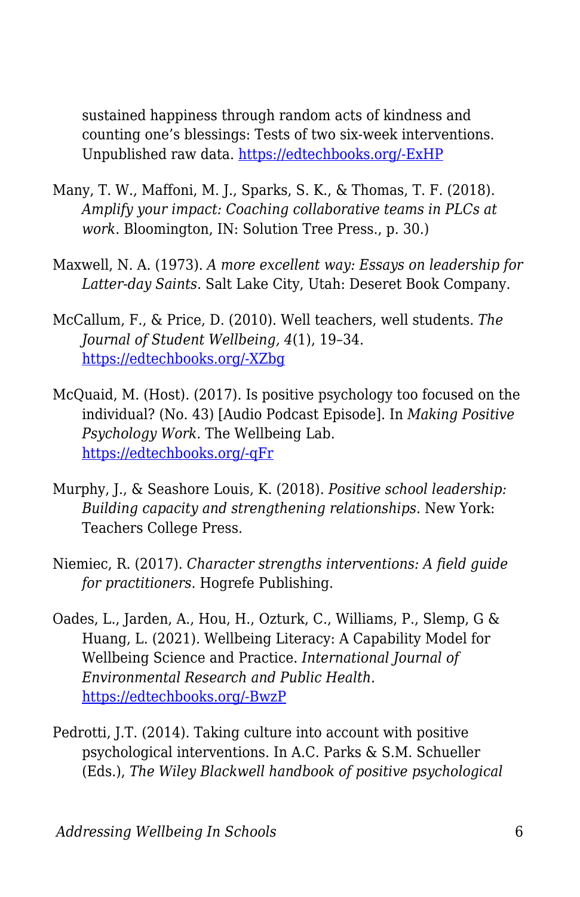sustained happiness through random acts of kindness and counting one's blessings: Tests of two six-week interventions. Unpublished raw data. https://edtechbooks.org/-ExHP

Many, T. W., Maffoni, M. J., Sparks, S. K., & Thomas, T. F. (2018). *Amplify your impact: Coaching collaborative teams in PLCs at work*. Bloomington, IN: Solution Tree Press., p. 30.)

Maxwell, N. A. (1973). *A more excellent way: Essays on leadership for Latter-day Saints.* Salt Lake City, Utah: Deseret Book Company.

McCallum, F., & Price, D. (2010). Well teachers, well students. *The Journal of Student Wellbeing, 4*(1), 19–34. https://edtechbooks.org/-XZbg

McQuaid, M. (Host). (2017). Is positive psychology too focused on the individual? (No. 43) [Audio Podcast Episode]. In *Making Positive Psychology Work.* The Wellbeing Lab. https://edtechbooks.org/-qFr

Murphy, J., & Seashore Louis, K. (2018). *Positive school leadership: Building capacity and strengthening relationships*. New York: Teachers College Press.

Niemiec, R. (2017). *Character strengths interventions: A field guide for practitioners*. Hogrefe Publishing.

Oades, L., Jarden, A., Hou, H., Ozturk, C., Williams, P., Slemp, G & Huang, L. (2021). Wellbeing Literacy: A Capability Model for Wellbeing Science and Practice. *International Journal of Environmental Research and Public Health*. https://edtechbooks.org/-BwzP

Pedrotti, J.T. (2014). Taking culture into account with positive psychological interventions. In A.C. Parks & S.M. Schueller (Eds.), *The Wiley Blackwell handbook of positive psychological*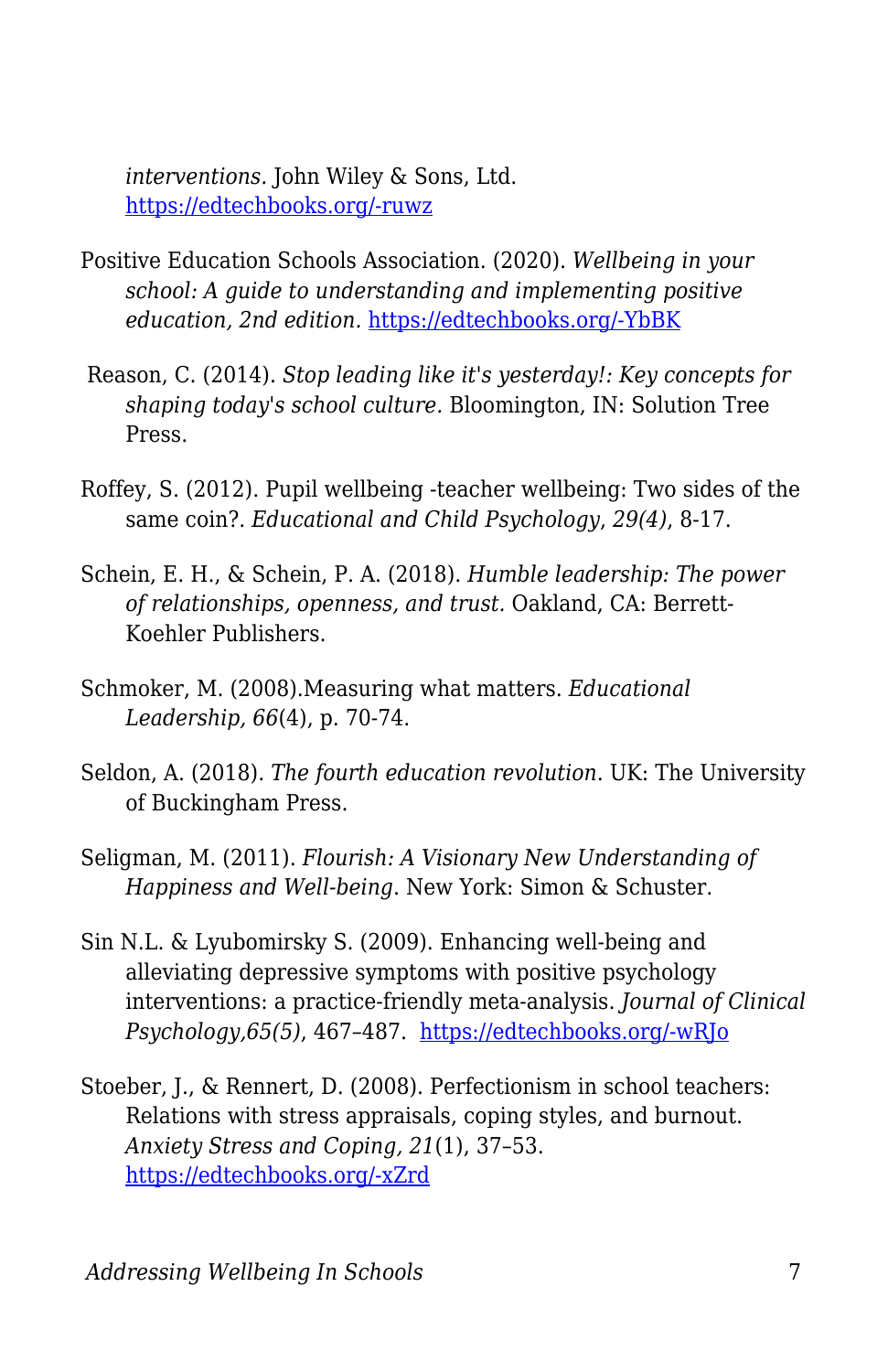*interventions.* John Wiley & Sons, Ltd. https://edtechbooks.org/-ruwz

Positive Education Schools Association. (2020). *Wellbeing in your school: A guide to understanding and implementing positive education, 2nd edition.* https://edtechbooks.org/-YbBK

Reason, C. (2014). *Stop leading like it's yesterday!: Key concepts for shaping today's school culture.* Bloomington, IN: Solution Tree Press.

Roffey, S. (2012). Pupil wellbeing -teacher wellbeing: Two sides of the same coin?. *Educational and Child Psychology, 29(4)*, 8-17.

Schein, E. H., & Schein, P. A. (2018). *Humble leadership: The power of relationships, openness, and trust.* Oakland, CA: Berrett-Koehler Publishers.

Schmoker, M. (2008).Measuring what matters. *Educational Leadership, 66*(4), p. 70-74.

Seldon, A. (2018). *The fourth education revolution*. UK: The University of Buckingham Press.

Seligman, M. (2011). *Flourish: A Visionary New Understanding of Happiness and Well-being.* New York: Simon & Schuster.

Sin N.L. & Lyubomirsky S. (2009). Enhancing well-being and alleviating depressive symptoms with positive psychology interventions: a practice-friendly meta-analysis. *Journal of Clinical Psychology,65(5)*, 467–487. https://edtechbooks.org/-wRJo

Stoeber, J., & Rennert, D. (2008). Perfectionism in school teachers: Relations with stress appraisals, coping styles, and burnout. *Anxiety Stress and Coping, 21*(1), 37–53. https://edtechbooks.org/-xZrd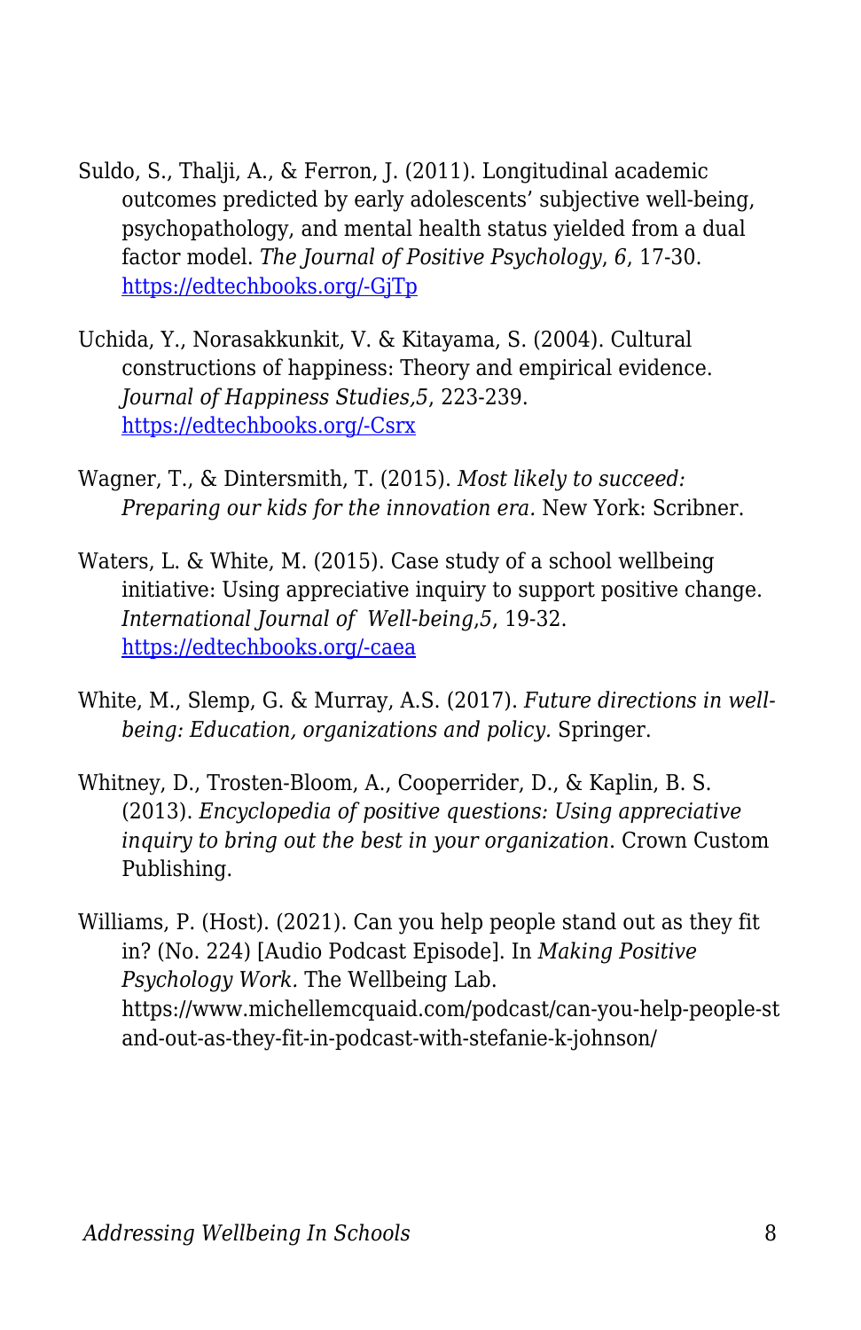Suldo, S., Thalji, A., & Ferron, J. (2011). Longitudinal academic outcomes predicted by early adolescents' subjective well-being, psychopathology, and mental health status yielded from a dual factor model. *The Journal of Positive Psychology*, *6*, 17-30. [https://edtechbooks.org/-GjTp](https://edtechbooks.org/-GjTp)

Uchida, Y., Norasakkunkit, V. & Kitayama, S. (2004). Cultural constructions of happiness: Theory and empirical evidence. *Journal of Happiness Studies*,*5*, 223-239. [https://edtechbooks.org/-Csrx](https://edtechbooks.org/-Csrx)

Wagner, T., & Dintersmith, T. (2015). *Most likely to succeed: Preparing our kids for the innovation era.* New York: Scribner.

Waters, L. & White, M. (2015). Case study of a school wellbeing initiative: Using appreciative inquiry to support positive change. *International Journal of Well-being*,*5*, 19-32. [https://edtechbooks.org/-caea](https://edtechbooks.org/-caea)

White, M., Slemp, G. & Murray, A.S. (2017). *Future directions in well-being: Education, organizations and policy.* Springer.

Whitney, D., Trosten-Bloom, A., Cooperrider, D., & Kaplin, B. S. (2013). *Encyclopedia of positive questions: Using appreciative inquiry to bring out the best in your organization*. Crown Custom Publishing.

Williams, P. (Host). (2021). Can you help people stand out as they fit in? (No. 224) [Audio Podcast Episode]. In *Making Positive Psychology Work*. The Wellbeing Lab. https://www.michellemcquaid.com/podcast/can-you-help-people-stand-out-as-they-fit-in-podcast-with-stefanie-k-johnson/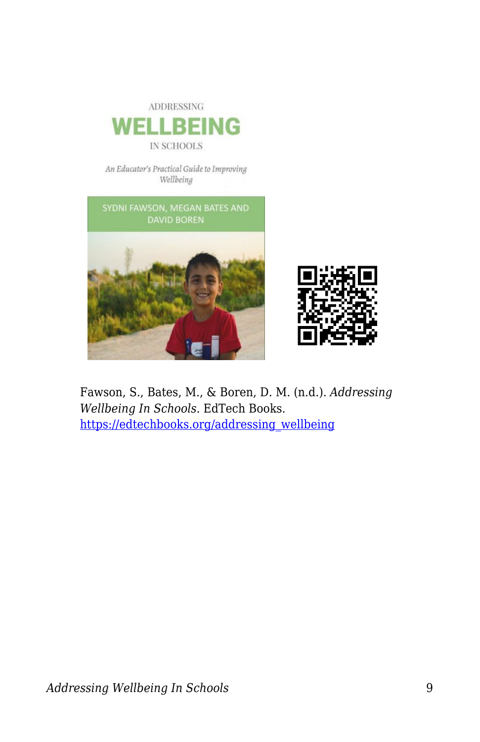Fawson, S., Bates, M., & Boren, D. M. (n.d.). *Addressing Wellbeing In Schools*. EdTech Books. https://edtechbooks.org/addressing_wellbeing